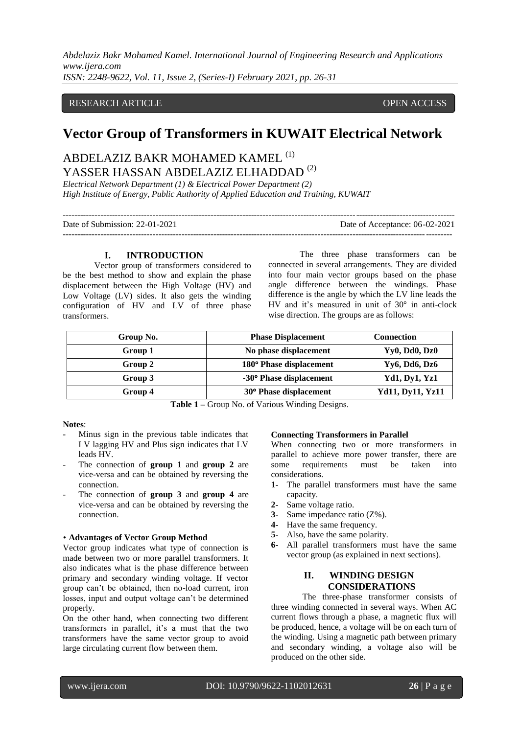RESEARCH ARTICLE OPEN ACCESS

# Vector Group of Transformers in KUWAIT Electrical Network

ABDELAZIZ BAKR MOHAMED KAMEL [1]
YASSER HASSAN ABDELAZIZ ELHADDAD [2]

*Electrical Network Department (1) & Electrical Power Department (2)*
*High Institute of Energy, Public Authority of Applied Education and Training, KUWAIT*

---

Date of Submission: 22-01-2021 Date of Acceptance: 06-02-2021

---

## I. INTRODUCTION

Vector group of transformers considered to be the best method to show and explain the phase displacement between the High Voltage (HV) and Low Voltage (LV) sides. It also gets the winding configuration of HV and LV of three phase transformers.

The three phase transformers can be connected in several arrangements. They are divided into four main vector groups based on the phase angle difference between the windings. Phase difference is the angle by which the LV line leads the HV and it's measured in unit of 30° in anti-clock wise direction. The groups are as follows:

| Group No. | Phase Displacement | Connection |
|---|---|---|
| Group 1 | No phase displacement | Yy0, Dd0, Dz0 |
| Group 2 | 180° Phase displacement | Yy6, Dd6, Dz6 |
| Group 3 | -30° Phase displacement | Yd1, Dy1, Yz1 |
| Group 4 | 30° Phase displacement | Yd11, Dy11, Yz11 |

**Table 1 –** Group No. of Various Winding Designs.

**Notes**:

- Minus sign in the previous table indicates that LV lagging HV and Plus sign indicates that LV leads HV.
- The connection of **group 1** and **group 2** are vice-versa and can be obtained by reversing the connection.
- The connection of **group 3** and **group 4** are vice-versa and can be obtained by reversing the connection.

• **Advantages of Vector Group Method**

Vector group indicates what type of connection is made between two or more parallel transformers. It also indicates what is the phase difference between primary and secondary winding voltage. If vector group can't be obtained, then no-load current, iron losses, input and output voltage can't be determined properly.

On the other hand, when connecting two different transformers in parallel, it's a must that the two transformers have the same vector group to avoid large circulating current flow between them.

**Connecting Transformers in Parallel**

When connecting two or more transformers in parallel to achieve more power transfer, there are some requirements must be taken into considerations.

1- The parallel transformers must have the same capacity.
2- Same voltage ratio.
3- Same impedance ratio (Z%).
4- Have the same frequency.
5- Also, have the same polarity.
6- All parallel transformers must have the same vector group (as explained in next sections).

## II. WINDING DESIGN CONSIDERATIONS

The three-phase transformer consists of three winding connected in several ways. When AC current flows through a phase, a magnetic flux will be produced, hence, a voltage will be on each turn of the winding. Using a magnetic path between primary and secondary winding, a voltage also will be produced on the other side.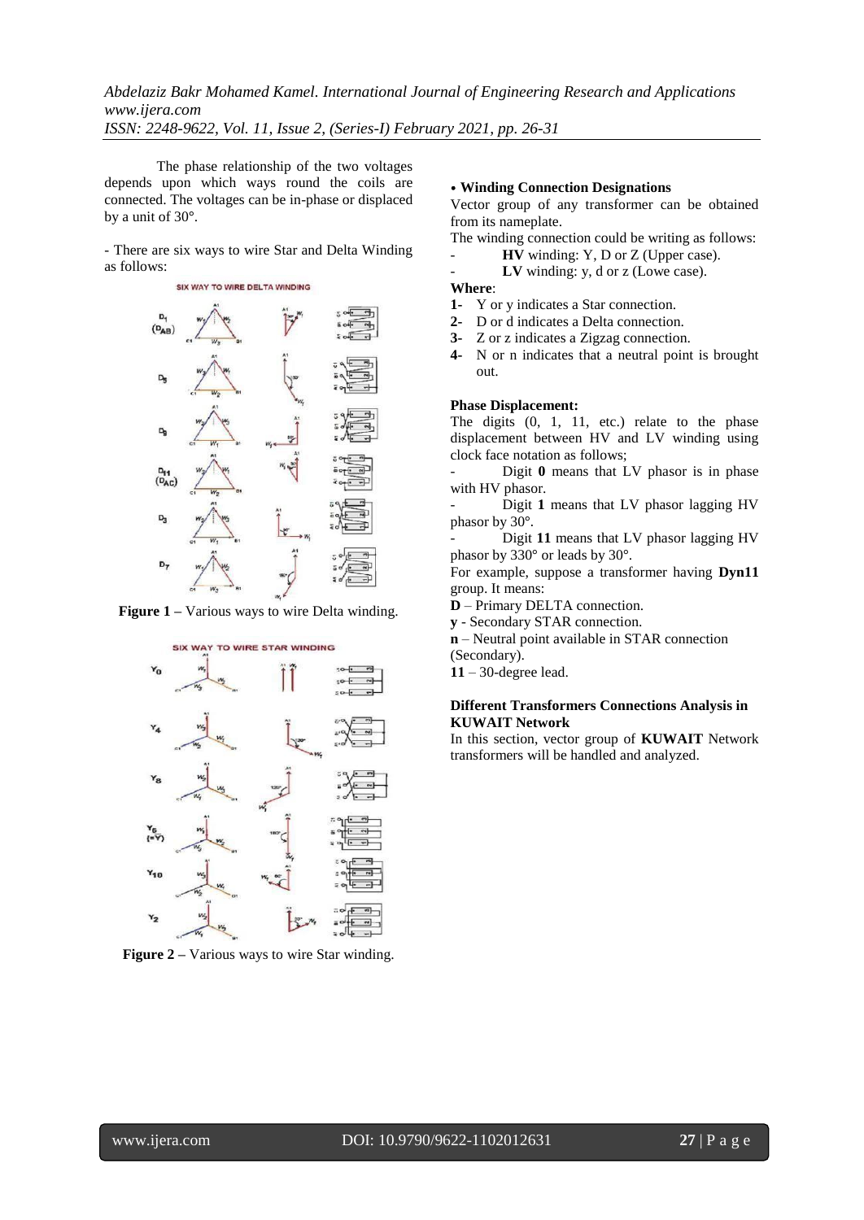The phase relationship of the two voltages depends upon which ways round the coils are connected. The voltages can be in-phase or displaced by a unit of 30°.

- There are six ways to wire Star and Delta Winding as follows:

**Figure 1 –** Various ways to wire Delta winding.

**Figure 2 –** Various ways to wire Star winding.

### • Winding Connection Designations

Vector group of any transformer can be obtained from its nameplate.

The winding connection could be writing as follows:

- **HV** winding: Y, D or Z (Upper case).
- **LV** winding: y, d or z (Lowe case).

**Where**:

1. Y or y indicates a Star connection.
2. D or d indicates a Delta connection.
3. Z or z indicates a Zigzag connection.
4. N or n indicates that a neutral point is brought out.

### Phase Displacement:

The digits (0, 1, 11, etc.) relate to the phase displacement between HV and LV winding using clock face notation as follows;

- Digit **0** means that LV phasor is in phase with HV phasor.
- Digit **1** means that LV phasor lagging HV phasor by 30°.
- Digit **11** means that LV phasor lagging HV phasor by 330° or leads by 30°.

For example, suppose a transformer having **Dyn11** group. It means:

**D** – Primary DELTA connection.

**y** - Secondary STAR connection.

**n** – Neutral point available in STAR connection (Secondary).

**11** – 30-degree lead.

### Different Transformers Connections Analysis in KUWAIT Network

In this section, vector group of **KUWAIT** Network transformers will be handled and analyzed.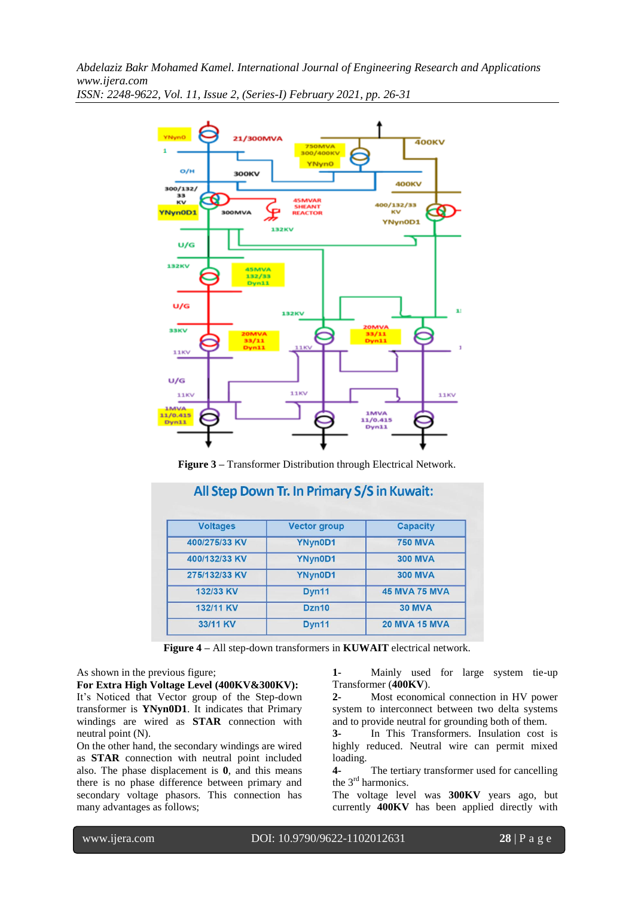**Figure 3** – Transformer Distribution through Electrical Network.

All Step Down Tr. In Primary S/S in Kuwait:

| Voltages | Vector group | Capacity |
|---|---|---|
| 400/275/33 KV | YNyn0D1 | 750 MVA |
| 400/132/33 KV | YNyn0D1 | 300 MVA |
| 275/132/33 KV | YNyn0D1 | 300 MVA |
| 132/33 KV | Dyn11 | 45 MVA 75 MVA |
| 132/11 KV | Dzn10 | 30 MVA |
| 33/11 KV | Dyn11 | 20 MVA 15 MVA |

**Figure 4** – All step-down transformers in **KUWAIT** electrical network.

As shown in the previous figure;

**For Extra High Voltage Level (400KV&300KV):**

It's Noticed that Vector group of the Step-down transformer is **YNyn0D1**. It indicates that Primary windings are wired as **STAR** connection with neutral point (N).

On the other hand, the secondary windings are wired as **STAR** connection with neutral point included also. The phase displacement is **0**, and this means there is no phase difference between primary and secondary voltage phasors. This connection has many advantages as follows;

1- Mainly used for large system tie-up Transformer (**400KV**).

2- Most economical connection in HV power system to interconnect between two delta systems and to provide neutral for grounding both of them.

3- In This Transformers. Insulation cost is highly reduced. Neutral wire can permit mixed loading.

4- The tertiary transformer used for cancelling the 3rd harmonics.

The voltage level was **300KV** years ago, but currently **400KV** has been applied directly with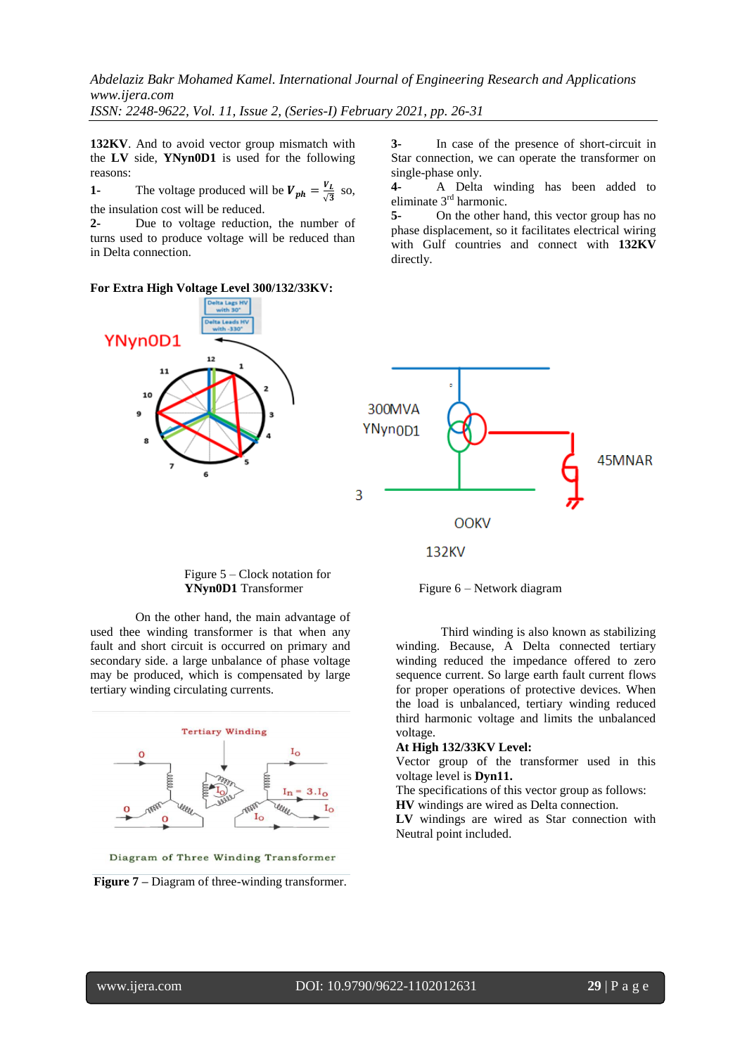**132KV**. And to avoid vector group mismatch with the **LV** side, **YNyn0D1** is used for the following reasons:

**1-** The voltage produced will be $V_{ph} = \frac{V_L}{\sqrt{3}}$ so, the insulation cost will be reduced.

**2-** Due to voltage reduction, the number of turns used to produce voltage will be reduced than in Delta connection.

**3-** In case of the presence of short-circuit in Star connection, we can operate the transformer on single-phase only.

**4-** A Delta winding has been added to eliminate $3^{rd}$ harmonic.

**5-** On the other hand, this vector group has no phase displacement, so it facilitates electrical wiring with Gulf countries and connect with **132KV** directly.

**For Extra High Voltage Level 300/132/33KV:**

Figure 5 – Clock notation for **YNyn0D1** Transformer

Figure 6 – Network diagram

On the other hand, the main advantage of used thee winding transformer is that when any fault and short circuit is occurred on primary and secondary side. a large unbalance of phase voltage may be produced, which is compensated by large tertiary winding circulating currents.

**Figure 7** – Diagram of three-winding transformer.

Third winding is also known as stabilizing winding. Because, A Delta connected tertiary winding reduced the impedance offered to zero sequence current. So large earth fault current flows for proper operations of protective devices. When the load is unbalanced, tertiary winding reduced third harmonic voltage and limits the unbalanced voltage.

**At High 132/33KV Level:**

Vector group of the transformer used in this voltage level is **Dyn11.**

The specifications of this vector group as follows:

**HV** windings are wired as Delta connection.

**LV** windings are wired as Star connection with Neutral point included.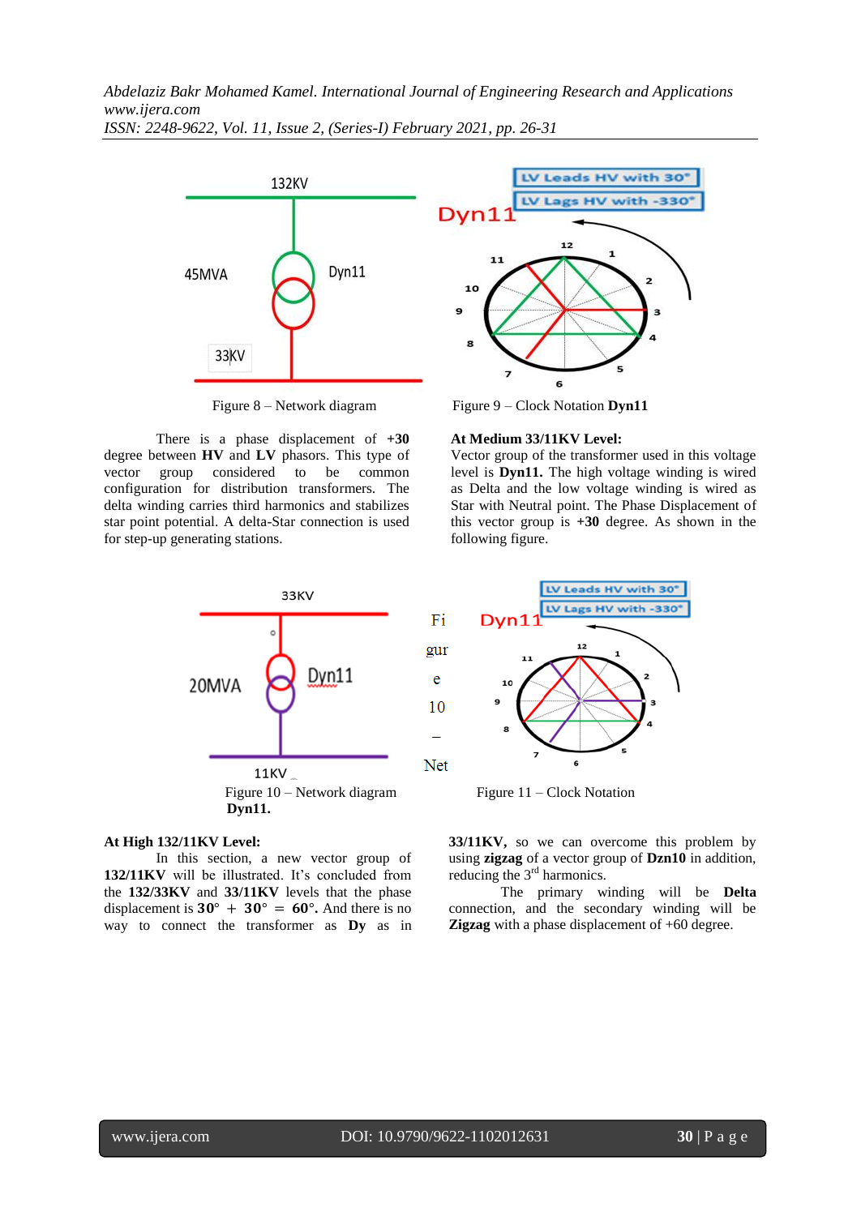Figure 8 – Network diagram

Figure 9 – Clock Notation **Dyn11**

There is a phase displacement of **+30** degree between **HV** and **LV** phasors. This type of vector group considered to be common configuration for distribution transformers. The delta winding carries third harmonics and stabilizes star point potential. A delta-Star connection is used for step-up generating stations.

**At Medium 33/11KV Level:**
Vector group of the transformer used in this voltage level is **Dyn11.** The high voltage winding is wired as Delta and the low voltage winding is wired as Star with Neutral point. The Phase Displacement of this vector group is **+30** degree. As shown in the following figure.

Figure 10 – Network diagram **Dyn11.**

Figure 11 – Clock Notation

**At High 132/11KV Level:**

In this section, a new vector group of **132/11KV** will be illustrated. It's concluded from the **132/33KV** and **33/11KV** levels that the phase displacement is **30° + 30° = 60°.** And there is no way to connect the transformer as **Dy** as in **33/11KV,** so we can overcome this problem by using **zigzag** of a vector group of **Dzn10** in addition, reducing the 3[rd] harmonics.

The primary winding will be **Delta** connection, and the secondary winding will be **Zigzag** with a phase displacement of +60 degree.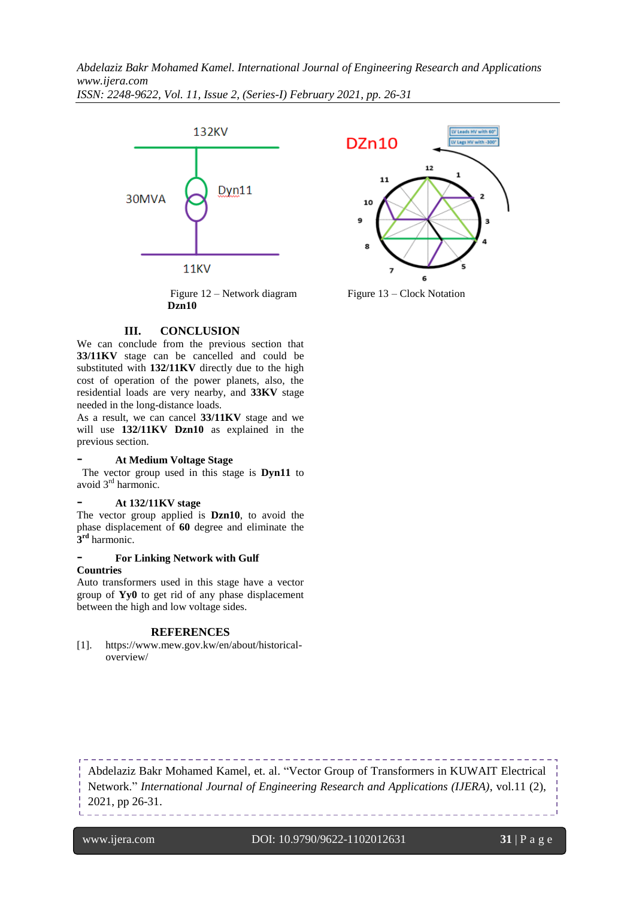132KV

30MVA

Dyn11

11KV

Figure 12 – Network diagram **Dzn10**

DZn10

LV Leads HV with 60°

LV Lags HV with -300°

12 1 2 3 4 5 6 7 8 9 10 11

Figure 13 – Clock Notation

## III. CONCLUSION

We can conclude from the previous section that **33/11KV** stage can be cancelled and could be substituted with **132/11KV** directly due to the high cost of operation of the power planets, also, the residential loads are very nearby, and **33KV** stage needed in the long-distance loads.

As a result, we can cancel **33/11KV** stage and we will use **132/11KV Dzn10** as explained in the previous section.

- **At Medium Voltage Stage**

The vector group used in this stage is **Dyn11** to avoid 3rd harmonic.

- **At 132/11KV stage**

The vector group applied is **Dzn10**, to avoid the phase displacement of **60** degree and eliminate the **3rd** harmonic.

- **For Linking Network with Gulf Countries**

Auto transformers used in this stage have a vector group of **Yy0** to get rid of any phase displacement between the high and low voltage sides.

## REFERENCES

[1]. https://www.mew.gov.kw/en/about/historical-overview/

Abdelaziz Bakr Mohamed Kamel, et. al. "Vector Group of Transformers in KUWAIT Electrical Network." *International Journal of Engineering Research and Applications (IJERA)*, vol.11 (2), 2021, pp 26-31.